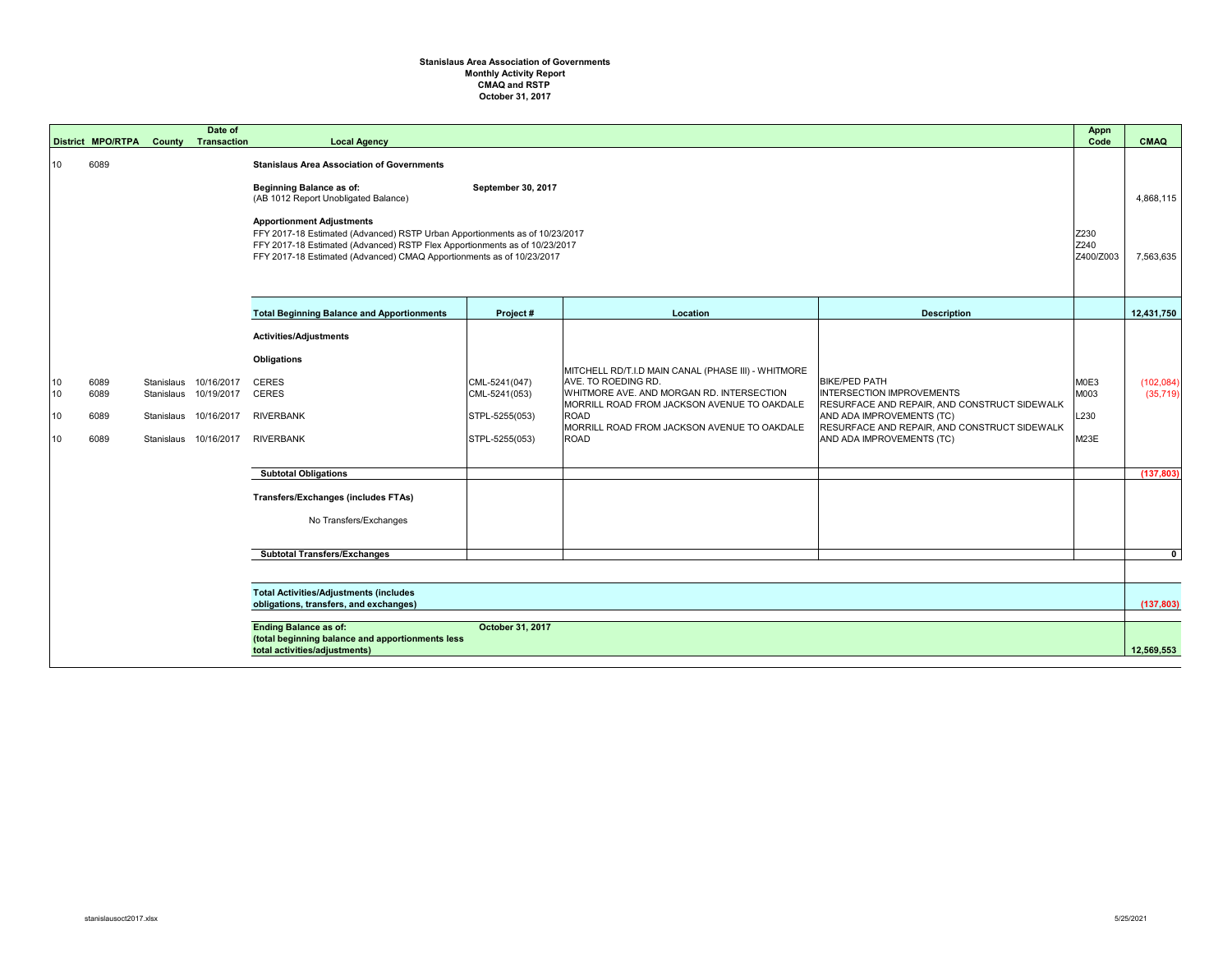**Stanislaus Area Association of Governments**
**Monthly Activity Report**
**CMAQ and RSTP**
**October 31, 2017**

| District | MPO/RTPA | County | Date of Transaction | Local Agency | Project # | Location | Description | Appn Code | CMAQ |
|---|---|---|---|---|---|---|---|---|---|
| 10 | 6089 | | | **Stanislaus Area Association of Governments** | | | | | |
| | | | | **Beginning Balance as of:** **September 30, 2017** (AB 1012 Report Unobligated Balance) | | | | | 4,868,115 |
| | | | | **Apportionment Adjustments** | | | | | |
| | | | | FFY 2017-18 Estimated (Advanced) RSTP Urban Apportionments as of 10/23/2017 | | | | Z230 | |
| | | | | FFY 2017-18 Estimated (Advanced) RSTP Flex Apportionments as of 10/23/2017 | | | | Z240 | |
| | | | | FFY 2017-18 Estimated (Advanced) CMAQ Apportionments as of 10/23/2017 | | | | Z400/Z003 | 7,563,635 |
| | | | | **Total Beginning Balance and Apportionments** | **Project #** | **Location** | **Description** | | **12,431,750** |
| | | | | **Activities/Adjustments** | | | | | |
| | | | | **Obligations** | | | | | |
| 10 | 6089 | Stanislaus | 10/16/2017 | CERES | CML-5241(047) | MITCHELL RD/T.I.D MAIN CANAL (PHASE III) - WHITMORE AVE. TO ROEDING RD. | BIKE/PED PATH | M0E3 | (102,084) |
| 10 | 6089 | Stanislaus | 10/19/2017 | CERES | CML-5241(053) | WHITMORE AVE. AND MORGAN RD. INTERSECTION | INTERSECTION IMPROVEMENTS | M003 | (35,719) |
| 10 | 6089 | Stanislaus | 10/16/2017 | RIVERBANK | STPL-5255(053) | MORRILL ROAD FROM JACKSON AVENUE TO OAKDALE ROAD | RESURFACE AND REPAIR, AND CONSTRUCT SIDEWALK AND ADA IMPROVEMENTS (TC) | L230 | |
| 10 | 6089 | Stanislaus | 10/16/2017 | RIVERBANK | STPL-5255(053) | MORRILL ROAD FROM JACKSON AVENUE TO OAKDALE ROAD | RESURFACE AND REPAIR, AND CONSTRUCT SIDEWALK AND ADA IMPROVEMENTS (TC) | M23E | |
| | | | | **Subtotal Obligations** | | | | | **(137,803)** |
| | | | | **Transfers/Exchanges (includes FTAs)** | | | | | |
| | | | | No Transfers/Exchanges | | | | | |
| | | | | **Subtotal Transfers/Exchanges** | | | | | **0** |
| | | | | **Total Activities/Adjustments (includes obligations, transfers, and exchanges)** | | | | | **(137,803)** |
| | | | | **Ending Balance as of:** **October 31, 2017** **(total beginning balance and apportionments less total activities/adjustments)** | | | | | **12,569,553** |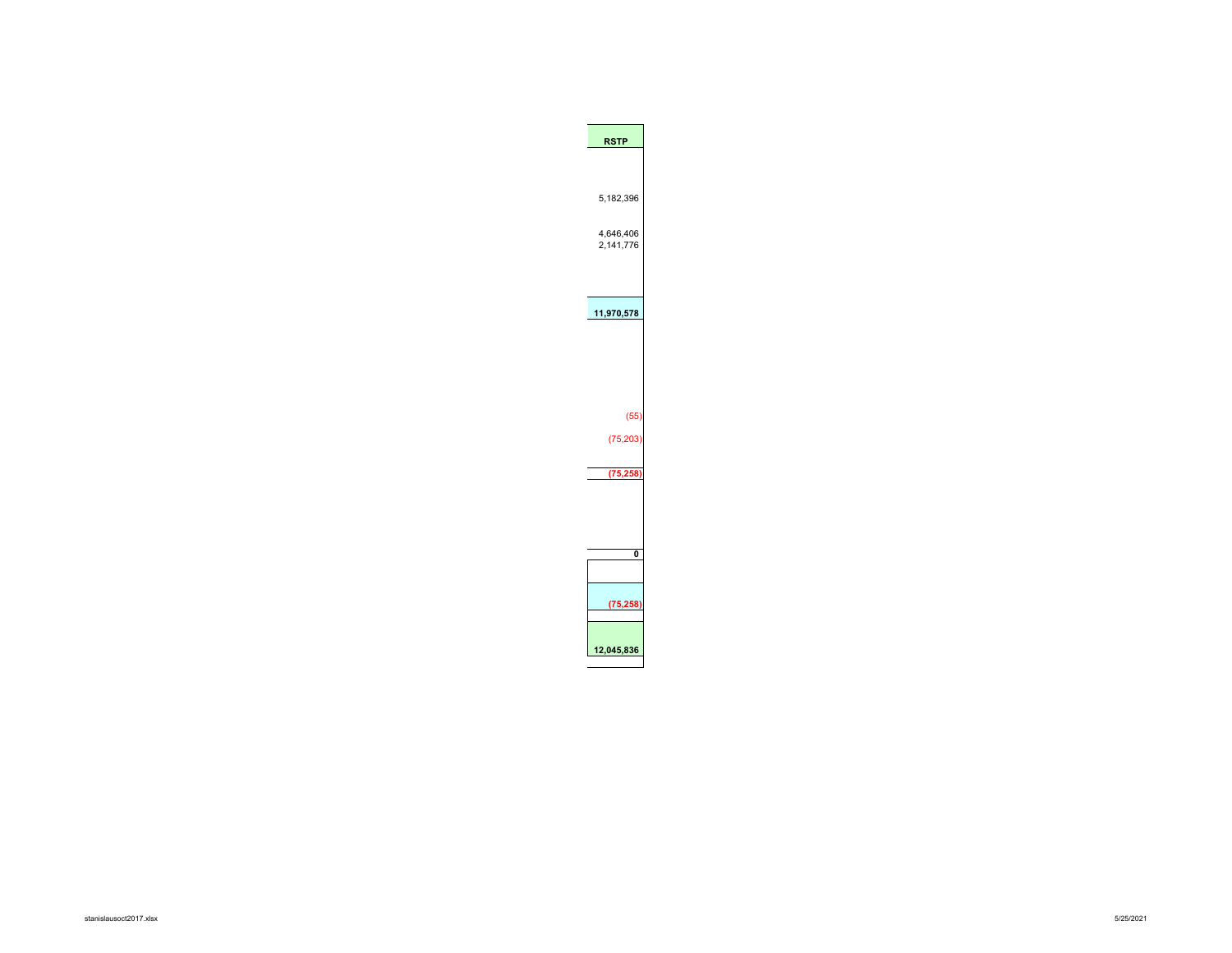| RSTP |
| --- |
| |
| 5,182,396 |
| |
| 4,646,406 |
| 2,141,776 |
| |
| **11,970,578** |
| |
| (55) |
| |
| (75,203) |
| |
| **(75,258)** |
| |
| **0** |
| |
| **(75,258)** |
| |
| **12,045,836** |